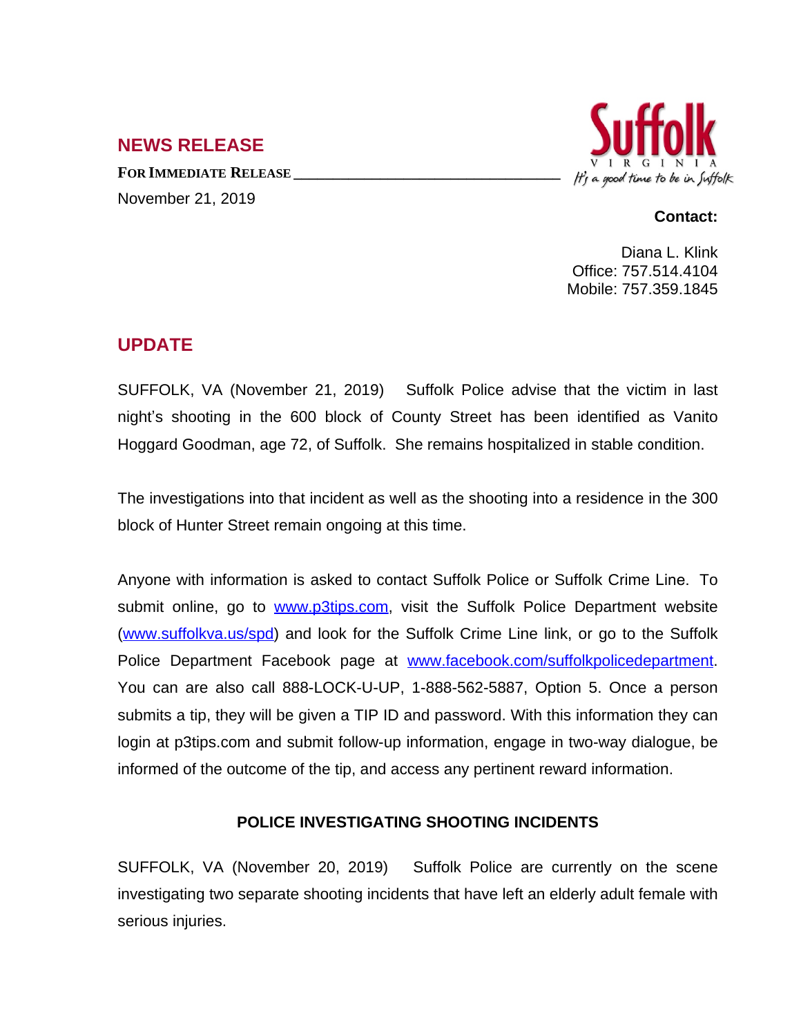## NEWS RELEASE

**FOR IMMEDIATE RELEASE**

November 21, 2019

Suffolk
VIRGINIA
It's a good time to be in Suffolk

**Contact:**

Diana L. Klink
Office: 757.514.4104
Mobile: 757.359.1845

## UPDATE

SUFFOLK, VA (November 21, 2019) Suffolk Police advise that the victim in last night's shooting in the 600 block of County Street has been identified as Vanito Hoggard Goodman, age 72, of Suffolk. She remains hospitalized in stable condition.

The investigations into that incident as well as the shooting into a residence in the 300 block of Hunter Street remain ongoing at this time.

Anyone with information is asked to contact Suffolk Police or Suffolk Crime Line. To submit online, go to www.p3tips.com, visit the Suffolk Police Department website (www.suffolkva.us/spd) and look for the Suffolk Crime Line link, or go to the Suffolk Police Department Facebook page at www.facebook.com/suffolkpolicedepartment. You can are also call 888-LOCK-U-UP, 1-888-562-5887, Option 5. Once a person submits a tip, they will be given a TIP ID and password. With this information they can login at p3tips.com and submit follow-up information, engage in two-way dialogue, be informed of the outcome of the tip, and access any pertinent reward information.

**POLICE INVESTIGATING SHOOTING INCIDENTS**

SUFFOLK, VA (November 20, 2019) Suffolk Police are currently on the scene investigating two separate shooting incidents that have left an elderly adult female with serious injuries.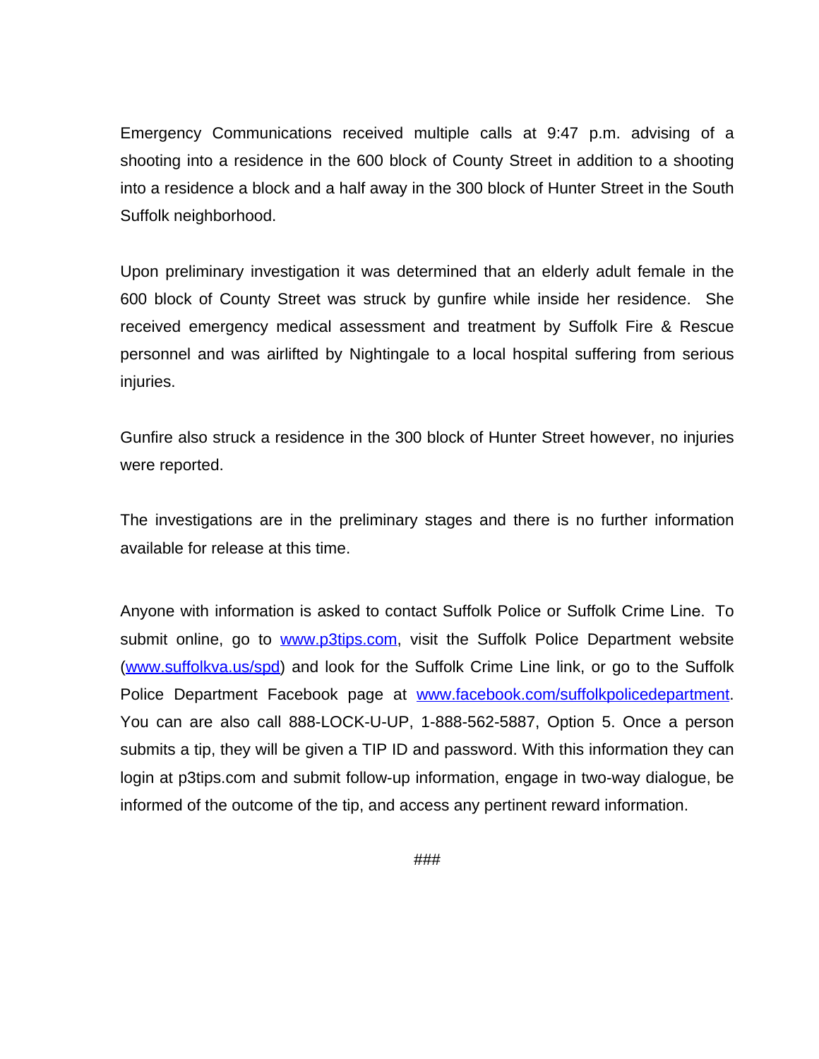Emergency Communications received multiple calls at 9:47 p.m. advising of a shooting into a residence in the 600 block of County Street in addition to a shooting into a residence a block and a half away in the 300 block of Hunter Street in the South Suffolk neighborhood.

Upon preliminary investigation it was determined that an elderly adult female in the 600 block of County Street was struck by gunfire while inside her residence. She received emergency medical assessment and treatment by Suffolk Fire & Rescue personnel and was airlifted by Nightingale to a local hospital suffering from serious injuries.

Gunfire also struck a residence in the 300 block of Hunter Street however, no injuries were reported.

The investigations are in the preliminary stages and there is no further information available for release at this time.

Anyone with information is asked to contact Suffolk Police or Suffolk Crime Line. To submit online, go to www.p3tips.com, visit the Suffolk Police Department website (www.suffolkva.us/spd) and look for the Suffolk Crime Line link, or go to the Suffolk Police Department Facebook page at www.facebook.com/suffolkpolicedepartment. You can are also call 888-LOCK-U-UP, 1-888-562-5887, Option 5. Once a person submits a tip, they will be given a TIP ID and password. With this information they can login at p3tips.com and submit follow-up information, engage in two-way dialogue, be informed of the outcome of the tip, and access any pertinent reward information.

###